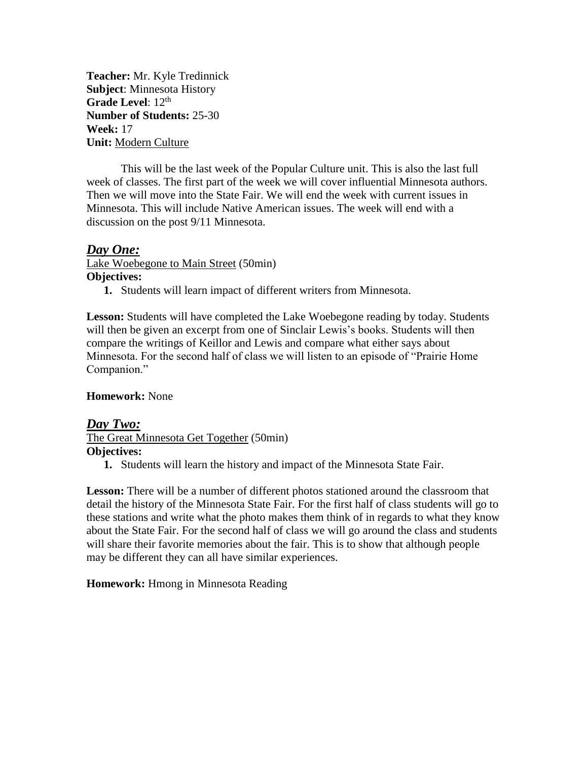**Teacher:** Mr. Kyle Tredinnick
**Subject**: Minnesota History
**Grade Level**: 12th
**Number of Students:** 25-30
**Week:** 17
**Unit:** Modern Culture

This will be the last week of the Popular Culture unit. This is also the last full week of classes. The first part of the week we will cover influential Minnesota authors. Then we will move into the State Fair. We will end the week with current issues in Minnesota. This will include Native American issues. The week will end with a discussion on the post 9/11 Minnesota.

## *Day One:*

Lake Woebegone to Main Street (50min)

**Objectives:**

1. Students will learn impact of different writers from Minnesota.

**Lesson:** Students will have completed the Lake Woebegone reading by today. Students will then be given an excerpt from one of Sinclair Lewis's books. Students will then compare the writings of Keillor and Lewis and compare what either says about Minnesota. For the second half of class we will listen to an episode of "Prairie Home Companion."

**Homework:** None

## *Day Two:*

The Great Minnesota Get Together (50min)

**Objectives:**

1. Students will learn the history and impact of the Minnesota State Fair.

**Lesson:** There will be a number of different photos stationed around the classroom that detail the history of the Minnesota State Fair. For the first half of class students will go to these stations and write what the photo makes them think of in regards to what they know about the State Fair. For the second half of class we will go around the class and students will share their favorite memories about the fair. This is to show that although people may be different they can all have similar experiences.

**Homework:** Hmong in Minnesota Reading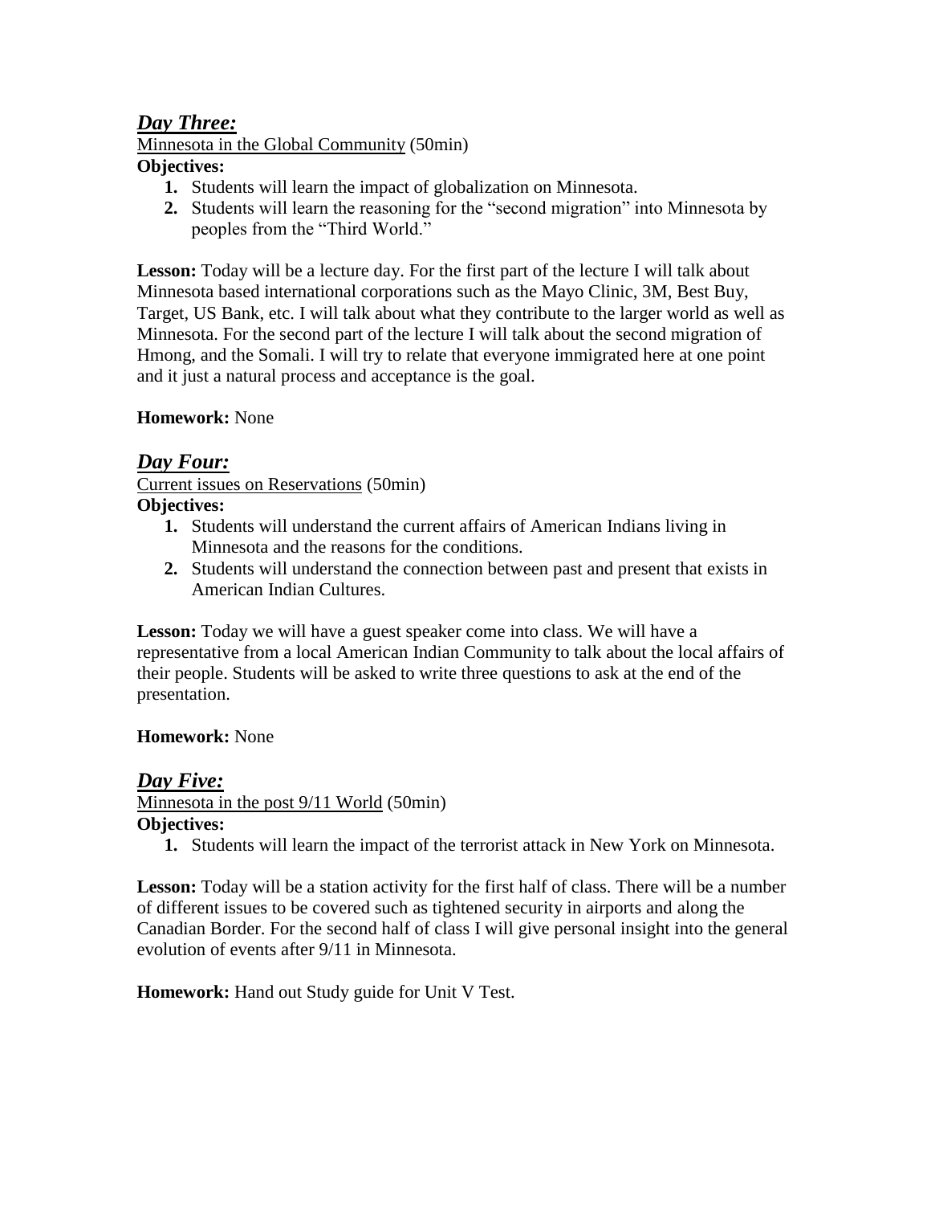## ***Day Three:***

Minnesota in the Global Community (50min)

**Objectives:**

1. Students will learn the impact of globalization on Minnesota.
2. Students will learn the reasoning for the "second migration" into Minnesota by peoples from the "Third World."

**Lesson:** Today will be a lecture day. For the first part of the lecture I will talk about Minnesota based international corporations such as the Mayo Clinic, 3M, Best Buy, Target, US Bank, etc. I will talk about what they contribute to the larger world as well as Minnesota. For the second part of the lecture I will talk about the second migration of Hmong, and the Somali. I will try to relate that everyone immigrated here at one point and it just a natural process and acceptance is the goal.

**Homework:** None

## ***Day Four:***

Current issues on Reservations (50min)

**Objectives:**

1. Students will understand the current affairs of American Indians living in Minnesota and the reasons for the conditions.
2. Students will understand the connection between past and present that exists in American Indian Cultures.

**Lesson:** Today we will have a guest speaker come into class. We will have a representative from a local American Indian Community to talk about the local affairs of their people. Students will be asked to write three questions to ask at the end of the presentation.

**Homework:** None

## ***Day Five:***

Minnesota in the post 9/11 World (50min)

**Objectives:**

1. Students will learn the impact of the terrorist attack in New York on Minnesota.

**Lesson:** Today will be a station activity for the first half of class. There will be a number of different issues to be covered such as tightened security in airports and along the Canadian Border. For the second half of class I will give personal insight into the general evolution of events after 9/11 in Minnesota.

**Homework:** Hand out Study guide for Unit V Test.